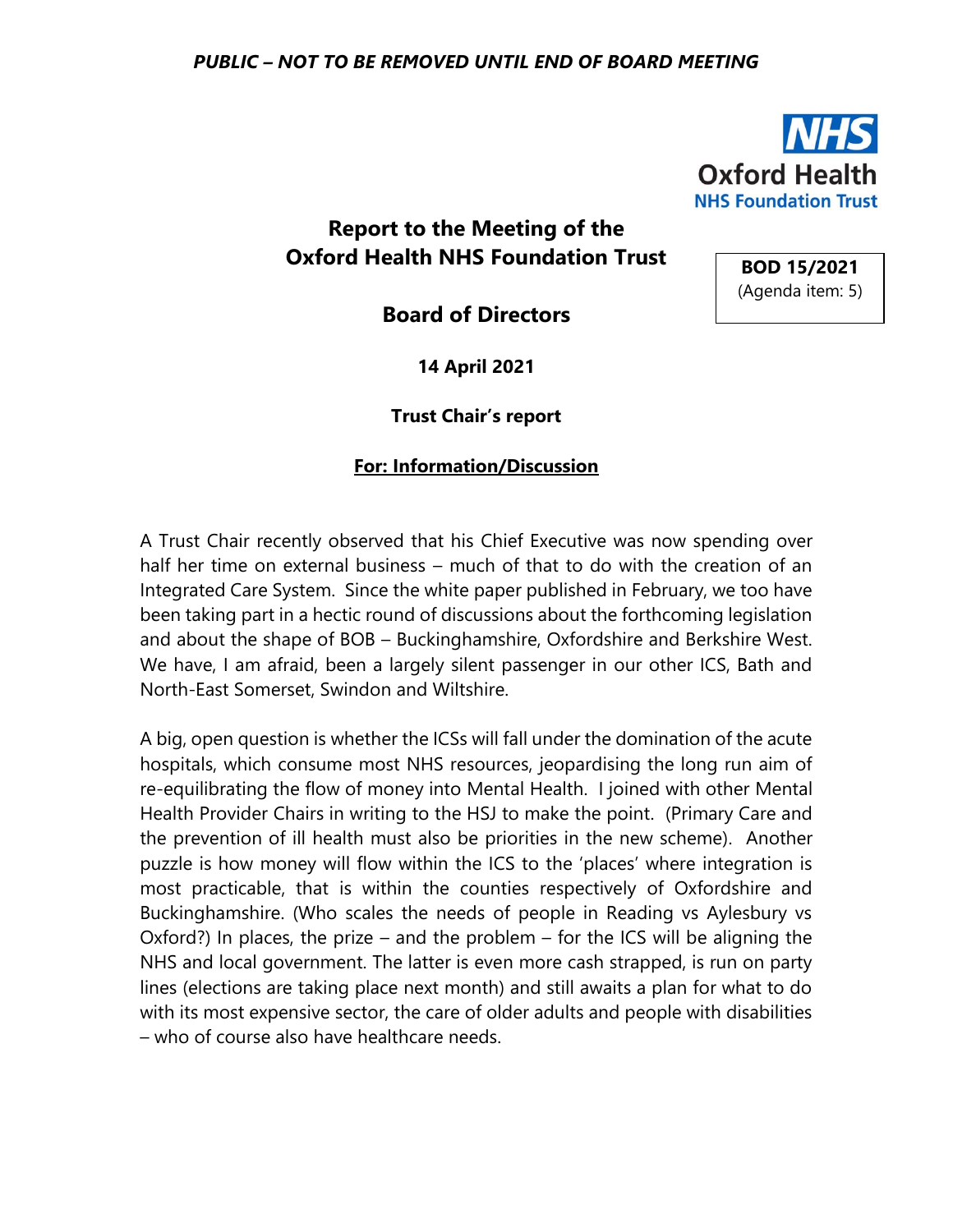*PUBLIC – NOT TO BE REMOVED UNTIL END OF BOARD MEETING*

NHS
Oxford Health
NHS Foundation Trust

# Report to the Meeting of the Oxford Health NHS Foundation Trust

**BOD 15/2021**
(Agenda item: 5)

## Board of Directors

**14 April 2021**

**Trust Chair's report**

**For: Information/Discussion**

A Trust Chair recently observed that his Chief Executive was now spending over half her time on external business – much of that to do with the creation of an Integrated Care System. Since the white paper published in February, we too have been taking part in a hectic round of discussions about the forthcoming legislation and about the shape of BOB – Buckinghamshire, Oxfordshire and Berkshire West. We have, I am afraid, been a largely silent passenger in our other ICS, Bath and North-East Somerset, Swindon and Wiltshire.

A big, open question is whether the ICSs will fall under the domination of the acute hospitals, which consume most NHS resources, jeopardising the long run aim of re-equilibrating the flow of money into Mental Health. I joined with other Mental Health Provider Chairs in writing to the HSJ to make the point. (Primary Care and the prevention of ill health must also be priorities in the new scheme). Another puzzle is how money will flow within the ICS to the 'places' where integration is most practicable, that is within the counties respectively of Oxfordshire and Buckinghamshire. (Who scales the needs of people in Reading vs Aylesbury vs Oxford?) In places, the prize – and the problem – for the ICS will be aligning the NHS and local government. The latter is even more cash strapped, is run on party lines (elections are taking place next month) and still awaits a plan for what to do with its most expensive sector, the care of older adults and people with disabilities – who of course also have healthcare needs.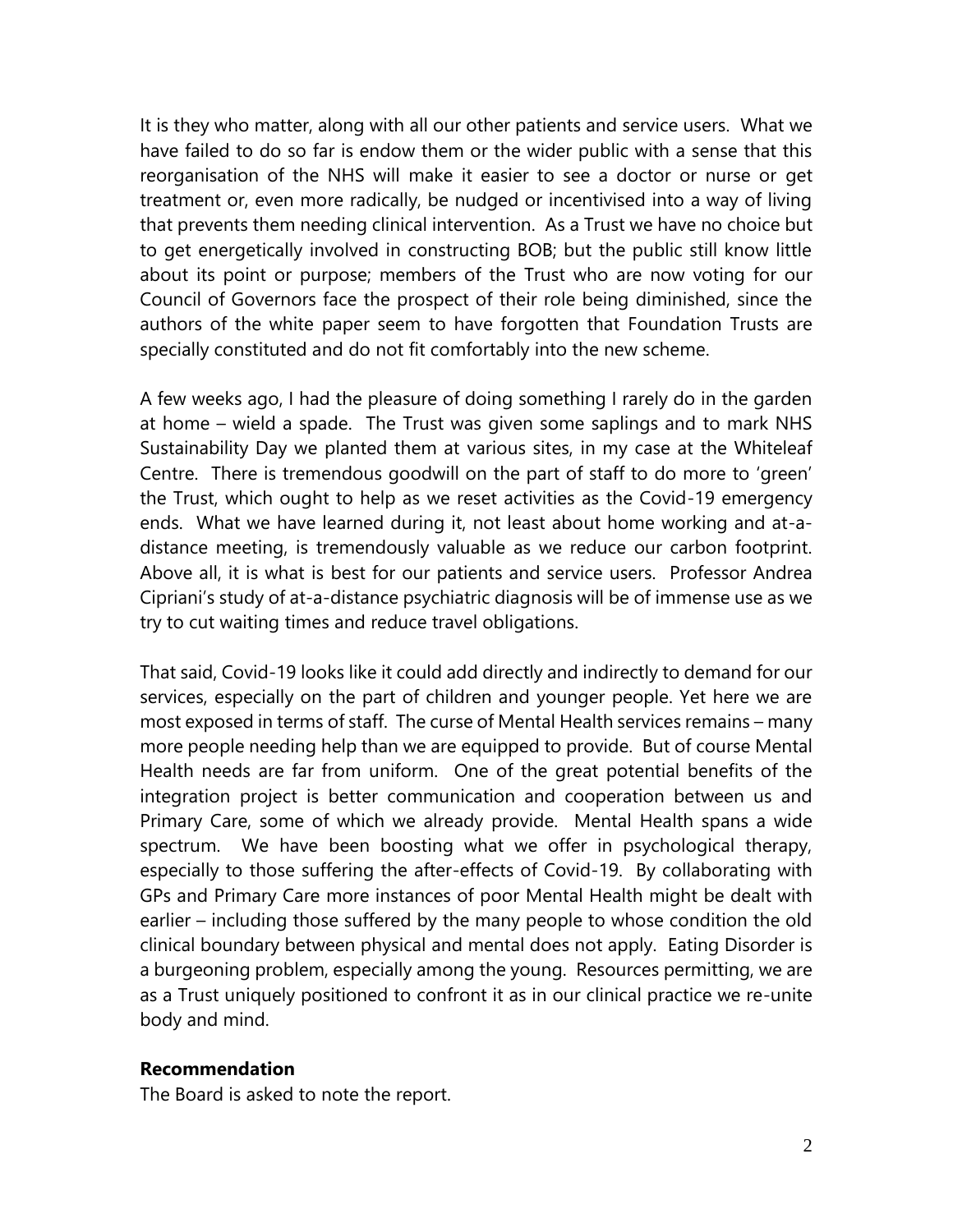It is they who matter, along with all our other patients and service users. What we have failed to do so far is endow them or the wider public with a sense that this reorganisation of the NHS will make it easier to see a doctor or nurse or get treatment or, even more radically, be nudged or incentivised into a way of living that prevents them needing clinical intervention. As a Trust we have no choice but to get energetically involved in constructing BOB; but the public still know little about its point or purpose; members of the Trust who are now voting for our Council of Governors face the prospect of their role being diminished, since the authors of the white paper seem to have forgotten that Foundation Trusts are specially constituted and do not fit comfortably into the new scheme.

A few weeks ago, I had the pleasure of doing something I rarely do in the garden at home – wield a spade. The Trust was given some saplings and to mark NHS Sustainability Day we planted them at various sites, in my case at the Whiteleaf Centre. There is tremendous goodwill on the part of staff to do more to 'green' the Trust, which ought to help as we reset activities as the Covid-19 emergency ends. What we have learned during it, not least about home working and at-a-distance meeting, is tremendously valuable as we reduce our carbon footprint. Above all, it is what is best for our patients and service users. Professor Andrea Cipriani's study of at-a-distance psychiatric diagnosis will be of immense use as we try to cut waiting times and reduce travel obligations.

That said, Covid-19 looks like it could add directly and indirectly to demand for our services, especially on the part of children and younger people. Yet here we are most exposed in terms of staff. The curse of Mental Health services remains – many more people needing help than we are equipped to provide. But of course Mental Health needs are far from uniform. One of the great potential benefits of the integration project is better communication and cooperation between us and Primary Care, some of which we already provide. Mental Health spans a wide spectrum. We have been boosting what we offer in psychological therapy, especially to those suffering the after-effects of Covid-19. By collaborating with GPs and Primary Care more instances of poor Mental Health might be dealt with earlier – including those suffered by the many people to whose condition the old clinical boundary between physical and mental does not apply. Eating Disorder is a burgeoning problem, especially among the young. Resources permitting, we are as a Trust uniquely positioned to confront it as in our clinical practice we re-unite body and mind.

**Recommendation**

The Board is asked to note the report.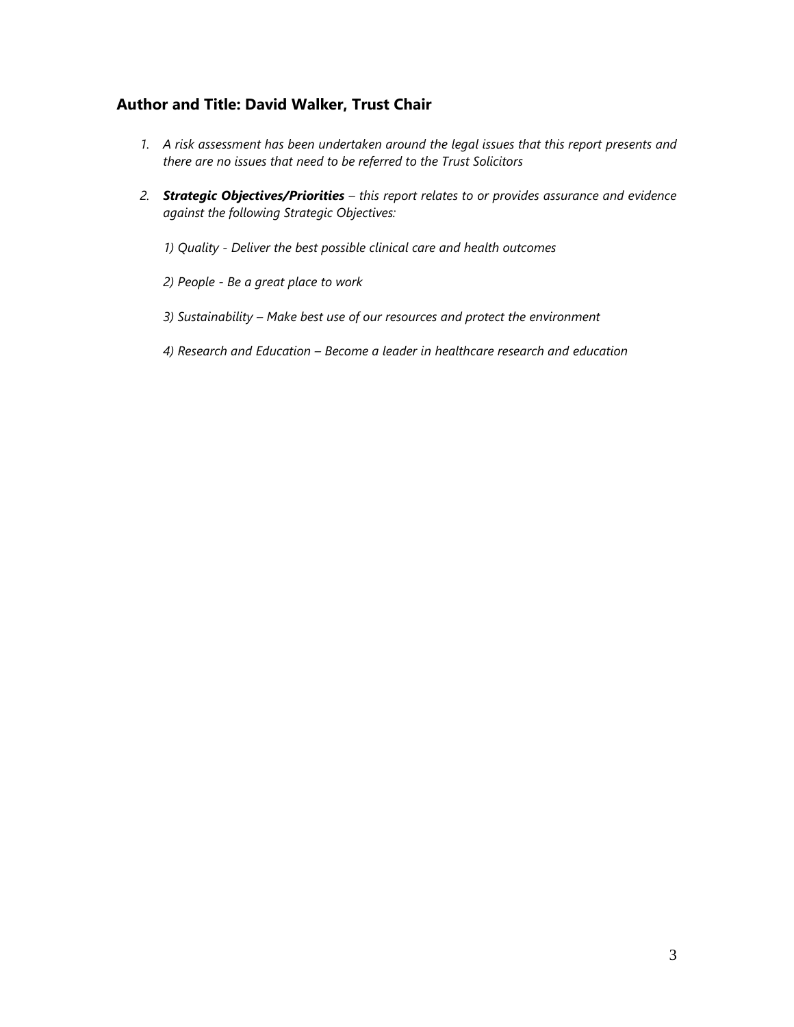### Author and Title: David Walker, Trust Chair

1. *A risk assessment has been undertaken around the legal issues that this report presents and there are no issues that need to be referred to the Trust Solicitors*

2. ***Strategic Objectives/Priorities** – this report relates to or provides assurance and evidence against the following Strategic Objectives:*

   *1) Quality - Deliver the best possible clinical care and health outcomes*

   *2) People - Be a great place to work*

   *3) Sustainability – Make best use of our resources and protect the environment*

   *4) Research and Education – Become a leader in healthcare research and education*